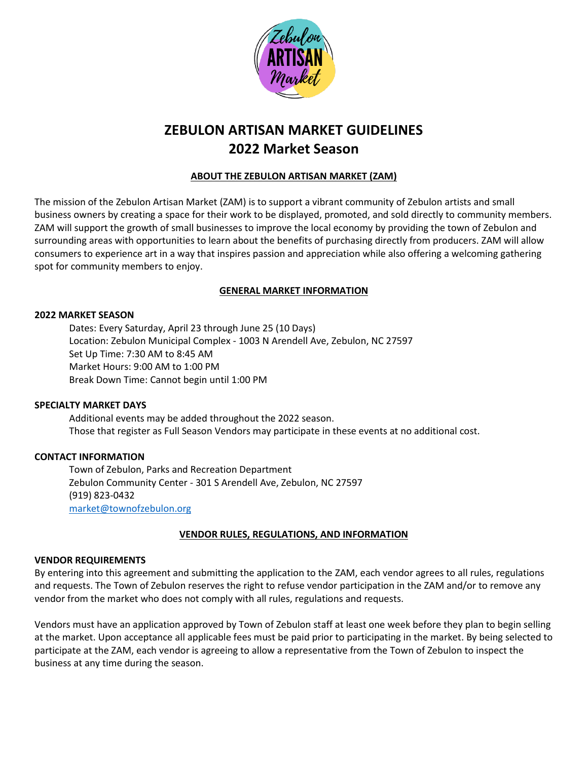# ZEBULON ARTISAN MARKET GUIDELINES
# 2022 Market Season

## ABOUT THE ZEBULON ARTISAN MARKET (ZAM)

The mission of the Zebulon Artisan Market (ZAM) is to support a vibrant community of Zebulon artists and small business owners by creating a space for their work to be displayed, promoted, and sold directly to community members. ZAM will support the growth of small businesses to improve the local economy by providing the town of Zebulon and surrounding areas with opportunities to learn about the benefits of purchasing directly from producers. ZAM will allow consumers to experience art in a way that inspires passion and appreciation while also offering a welcoming gathering spot for community members to enjoy.

## GENERAL MARKET INFORMATION

### 2022 MARKET SEASON

Dates: Every Saturday, April 23 through June 25 (10 Days)
Location: Zebulon Municipal Complex - 1003 N Arendell Ave, Zebulon, NC 27597
Set Up Time: 7:30 AM to 8:45 AM
Market Hours: 9:00 AM to 1:00 PM
Break Down Time: Cannot begin until 1:00 PM

### SPECIALTY MARKET DAYS

Additional events may be added throughout the 2022 season.
Those that register as Full Season Vendors may participate in these events at no additional cost.

### CONTACT INFORMATION

Town of Zebulon, Parks and Recreation Department
Zebulon Community Center - 301 S Arendell Ave, Zebulon, NC 27597
(919) 823-0432
market@townofzebulon.org

## VENDOR RULES, REGULATIONS, AND INFORMATION

### VENDOR REQUIREMENTS

By entering into this agreement and submitting the application to the ZAM, each vendor agrees to all rules, regulations and requests. The Town of Zebulon reserves the right to refuse vendor participation in the ZAM and/or to remove any vendor from the market who does not comply with all rules, regulations and requests.

Vendors must have an application approved by Town of Zebulon staff at least one week before they plan to begin selling at the market. Upon acceptance all applicable fees must be paid prior to participating in the market. By being selected to participate at the ZAM, each vendor is agreeing to allow a representative from the Town of Zebulon to inspect the business at any time during the season.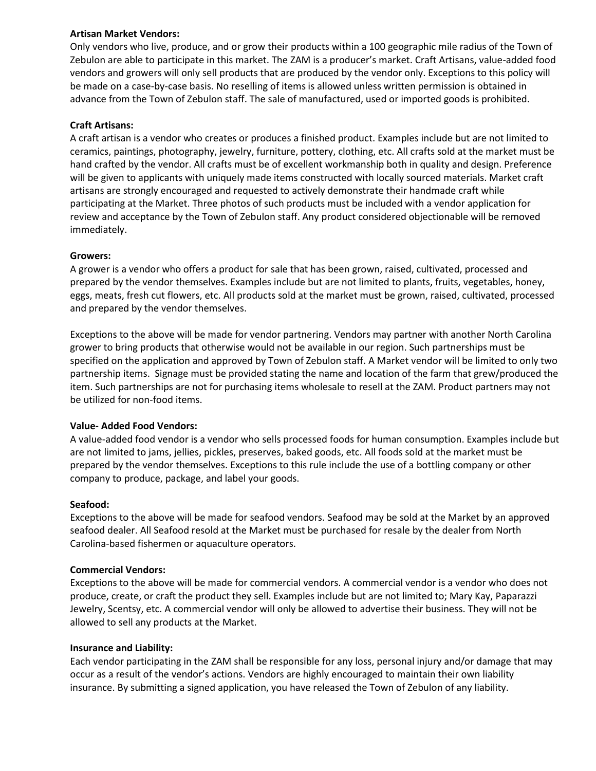**Artisan Market Vendors:**

Only vendors who live, produce, and or grow their products within a 100 geographic mile radius of the Town of Zebulon are able to participate in this market. The ZAM is a producer's market. Craft Artisans, value-added food vendors and growers will only sell products that are produced by the vendor only. Exceptions to this policy will be made on a case-by-case basis. No reselling of items is allowed unless written permission is obtained in advance from the Town of Zebulon staff. The sale of manufactured, used or imported goods is prohibited.

**Craft Artisans:**

A craft artisan is a vendor who creates or produces a finished product. Examples include but are not limited to ceramics, paintings, photography, jewelry, furniture, pottery, clothing, etc. All crafts sold at the market must be hand crafted by the vendor. All crafts must be of excellent workmanship both in quality and design. Preference will be given to applicants with uniquely made items constructed with locally sourced materials. Market craft artisans are strongly encouraged and requested to actively demonstrate their handmade craft while participating at the Market. Three photos of such products must be included with a vendor application for review and acceptance by the Town of Zebulon staff. Any product considered objectionable will be removed immediately.

**Growers:**

A grower is a vendor who offers a product for sale that has been grown, raised, cultivated, processed and prepared by the vendor themselves. Examples include but are not limited to plants, fruits, vegetables, honey, eggs, meats, fresh cut flowers, etc. All products sold at the market must be grown, raised, cultivated, processed and prepared by the vendor themselves.

Exceptions to the above will be made for vendor partnering. Vendors may partner with another North Carolina grower to bring products that otherwise would not be available in our region. Such partnerships must be specified on the application and approved by Town of Zebulon staff. A Market vendor will be limited to only two partnership items. Signage must be provided stating the name and location of the farm that grew/produced the item. Such partnerships are not for purchasing items wholesale to resell at the ZAM. Product partners may not be utilized for non-food items.

**Value- Added Food Vendors:**

A value-added food vendor is a vendor who sells processed foods for human consumption. Examples include but are not limited to jams, jellies, pickles, preserves, baked goods, etc. All foods sold at the market must be prepared by the vendor themselves. Exceptions to this rule include the use of a bottling company or other company to produce, package, and label your goods.

**Seafood:**

Exceptions to the above will be made for seafood vendors. Seafood may be sold at the Market by an approved seafood dealer. All Seafood resold at the Market must be purchased for resale by the dealer from North Carolina-based fishermen or aquaculture operators.

**Commercial Vendors:**

Exceptions to the above will be made for commercial vendors. A commercial vendor is a vendor who does not produce, create, or craft the product they sell. Examples include but are not limited to; Mary Kay, Paparazzi Jewelry, Scentsy, etc. A commercial vendor will only be allowed to advertise their business. They will not be allowed to sell any products at the Market.

**Insurance and Liability:**

Each vendor participating in the ZAM shall be responsible for any loss, personal injury and/or damage that may occur as a result of the vendor's actions. Vendors are highly encouraged to maintain their own liability insurance. By submitting a signed application, you have released the Town of Zebulon of any liability.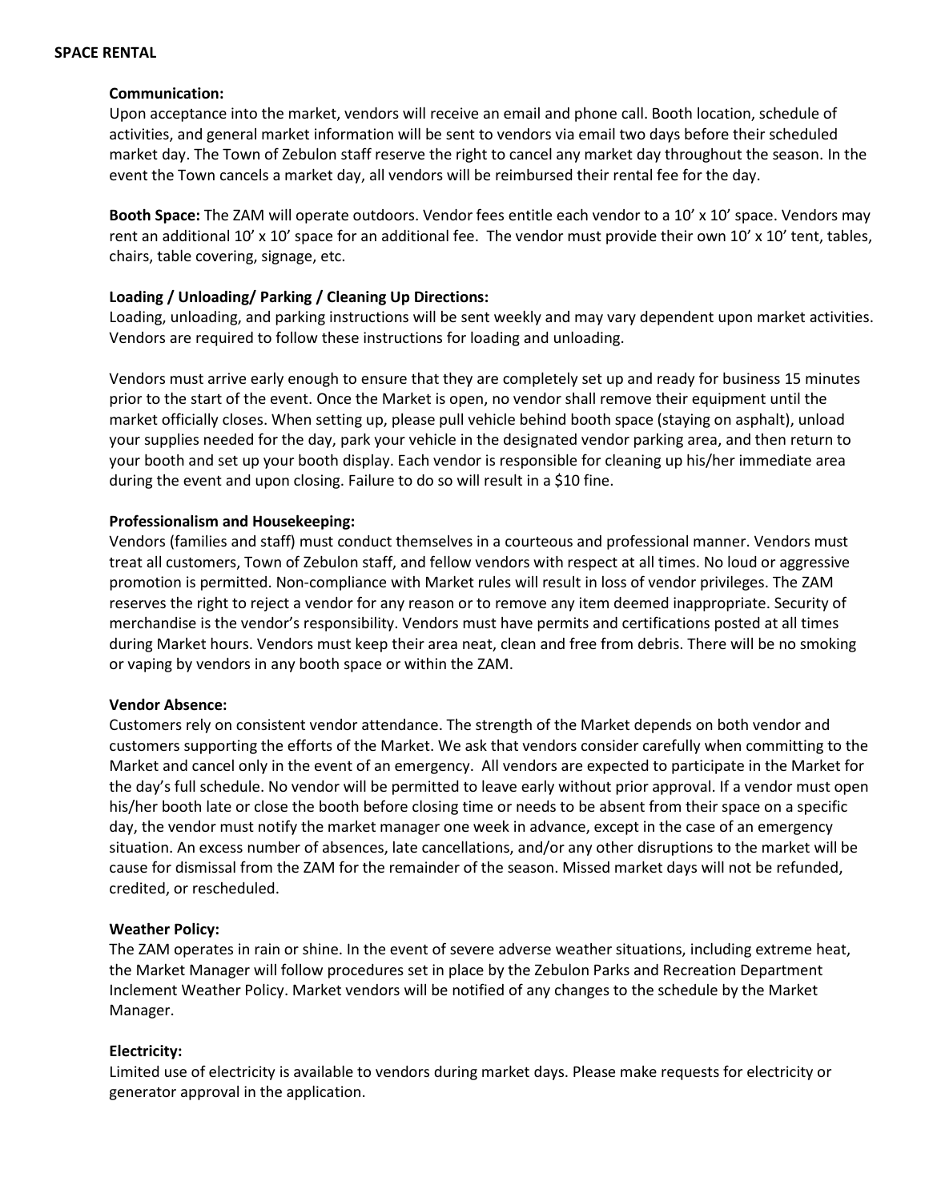## SPACE RENTAL

### Communication:

Upon acceptance into the market, vendors will receive an email and phone call. Booth location, schedule of activities, and general market information will be sent to vendors via email two days before their scheduled market day. The Town of Zebulon staff reserve the right to cancel any market day throughout the season. In the event the Town cancels a market day, all vendors will be reimbursed their rental fee for the day.

**Booth Space:** The ZAM will operate outdoors. Vendor fees entitle each vendor to a 10' x 10' space. Vendors may rent an additional 10' x 10' space for an additional fee. The vendor must provide their own 10' x 10' tent, tables, chairs, table covering, signage, etc.

### Loading / Unloading/ Parking / Cleaning Up Directions:

Loading, unloading, and parking instructions will be sent weekly and may vary dependent upon market activities. Vendors are required to follow these instructions for loading and unloading.

Vendors must arrive early enough to ensure that they are completely set up and ready for business 15 minutes prior to the start of the event. Once the Market is open, no vendor shall remove their equipment until the market officially closes. When setting up, please pull vehicle behind booth space (staying on asphalt), unload your supplies needed for the day, park your vehicle in the designated vendor parking area, and then return to your booth and set up your booth display. Each vendor is responsible for cleaning up his/her immediate area during the event and upon closing. Failure to do so will result in a $10 fine.

### Professionalism and Housekeeping:

Vendors (families and staff) must conduct themselves in a courteous and professional manner. Vendors must treat all customers, Town of Zebulon staff, and fellow vendors with respect at all times. No loud or aggressive promotion is permitted. Non-compliance with Market rules will result in loss of vendor privileges. The ZAM reserves the right to reject a vendor for any reason or to remove any item deemed inappropriate. Security of merchandise is the vendor's responsibility. Vendors must have permits and certifications posted at all times during Market hours. Vendors must keep their area neat, clean and free from debris. There will be no smoking or vaping by vendors in any booth space or within the ZAM.

### Vendor Absence:

Customers rely on consistent vendor attendance. The strength of the Market depends on both vendor and customers supporting the efforts of the Market. We ask that vendors consider carefully when committing to the Market and cancel only in the event of an emergency. All vendors are expected to participate in the Market for the day's full schedule. No vendor will be permitted to leave early without prior approval. If a vendor must open his/her booth late or close the booth before closing time or needs to be absent from their space on a specific day, the vendor must notify the market manager one week in advance, except in the case of an emergency situation. An excess number of absences, late cancellations, and/or any other disruptions to the market will be cause for dismissal from the ZAM for the remainder of the season. Missed market days will not be refunded, credited, or rescheduled.

### Weather Policy:

The ZAM operates in rain or shine. In the event of severe adverse weather situations, including extreme heat, the Market Manager will follow procedures set in place by the Zebulon Parks and Recreation Department Inclement Weather Policy. Market vendors will be notified of any changes to the schedule by the Market Manager.

### Electricity:

Limited use of electricity is available to vendors during market days. Please make requests for electricity or generator approval in the application.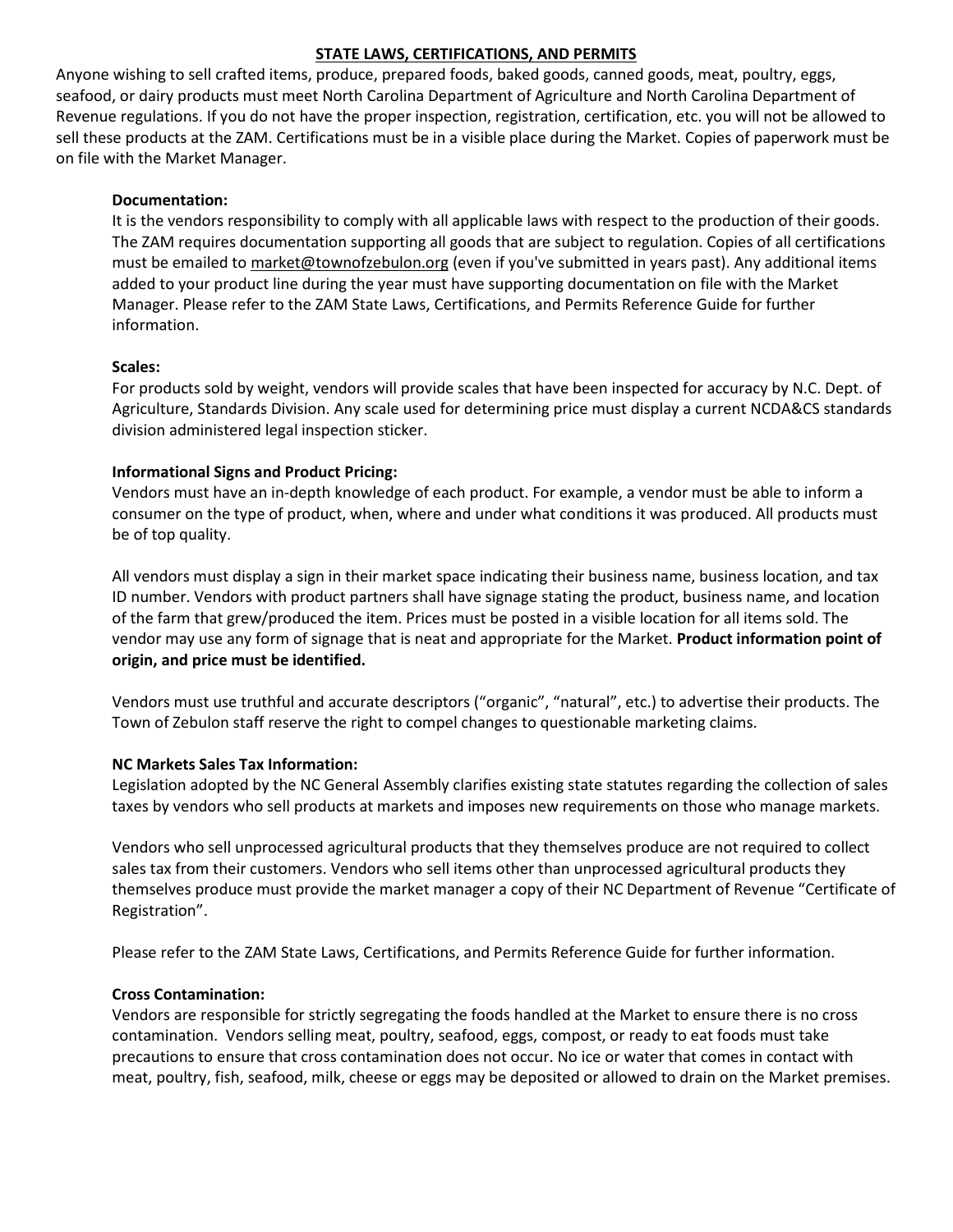## STATE LAWS, CERTIFICATIONS, AND PERMITS

Anyone wishing to sell crafted items, produce, prepared foods, baked goods, canned goods, meat, poultry, eggs, seafood, or dairy products must meet North Carolina Department of Agriculture and North Carolina Department of Revenue regulations. If you do not have the proper inspection, registration, certification, etc. you will not be allowed to sell these products at the ZAM. Certifications must be in a visible place during the Market. Copies of paperwork must be on file with the Market Manager.

### Documentation:

It is the vendors responsibility to comply with all applicable laws with respect to the production of their goods. The ZAM requires documentation supporting all goods that are subject to regulation. Copies of all certifications must be emailed to market@townofzebulon.org (even if you've submitted in years past). Any additional items added to your product line during the year must have supporting documentation on file with the Market Manager. Please refer to the ZAM State Laws, Certifications, and Permits Reference Guide for further information.

### Scales:

For products sold by weight, vendors will provide scales that have been inspected for accuracy by N.C. Dept. of Agriculture, Standards Division. Any scale used for determining price must display a current NCDA&CS standards division administered legal inspection sticker.

### Informational Signs and Product Pricing:

Vendors must have an in-depth knowledge of each product. For example, a vendor must be able to inform a consumer on the type of product, when, where and under what conditions it was produced. All products must be of top quality.

All vendors must display a sign in their market space indicating their business name, business location, and tax ID number. Vendors with product partners shall have signage stating the product, business name, and location of the farm that grew/produced the item. Prices must be posted in a visible location for all items sold. The vendor may use any form of signage that is neat and appropriate for the Market. **Product information point of origin, and price must be identified.**

Vendors must use truthful and accurate descriptors ("organic", "natural", etc.) to advertise their products. The Town of Zebulon staff reserve the right to compel changes to questionable marketing claims.

### NC Markets Sales Tax Information:

Legislation adopted by the NC General Assembly clarifies existing state statutes regarding the collection of sales taxes by vendors who sell products at markets and imposes new requirements on those who manage markets.

Vendors who sell unprocessed agricultural products that they themselves produce are not required to collect sales tax from their customers. Vendors who sell items other than unprocessed agricultural products they themselves produce must provide the market manager a copy of their NC Department of Revenue "Certificate of Registration".

Please refer to the ZAM State Laws, Certifications, and Permits Reference Guide for further information.

### Cross Contamination:

Vendors are responsible for strictly segregating the foods handled at the Market to ensure there is no cross contamination. Vendors selling meat, poultry, seafood, eggs, compost, or ready to eat foods must take precautions to ensure that cross contamination does not occur. No ice or water that comes in contact with meat, poultry, fish, seafood, milk, cheese or eggs may be deposited or allowed to drain on the Market premises.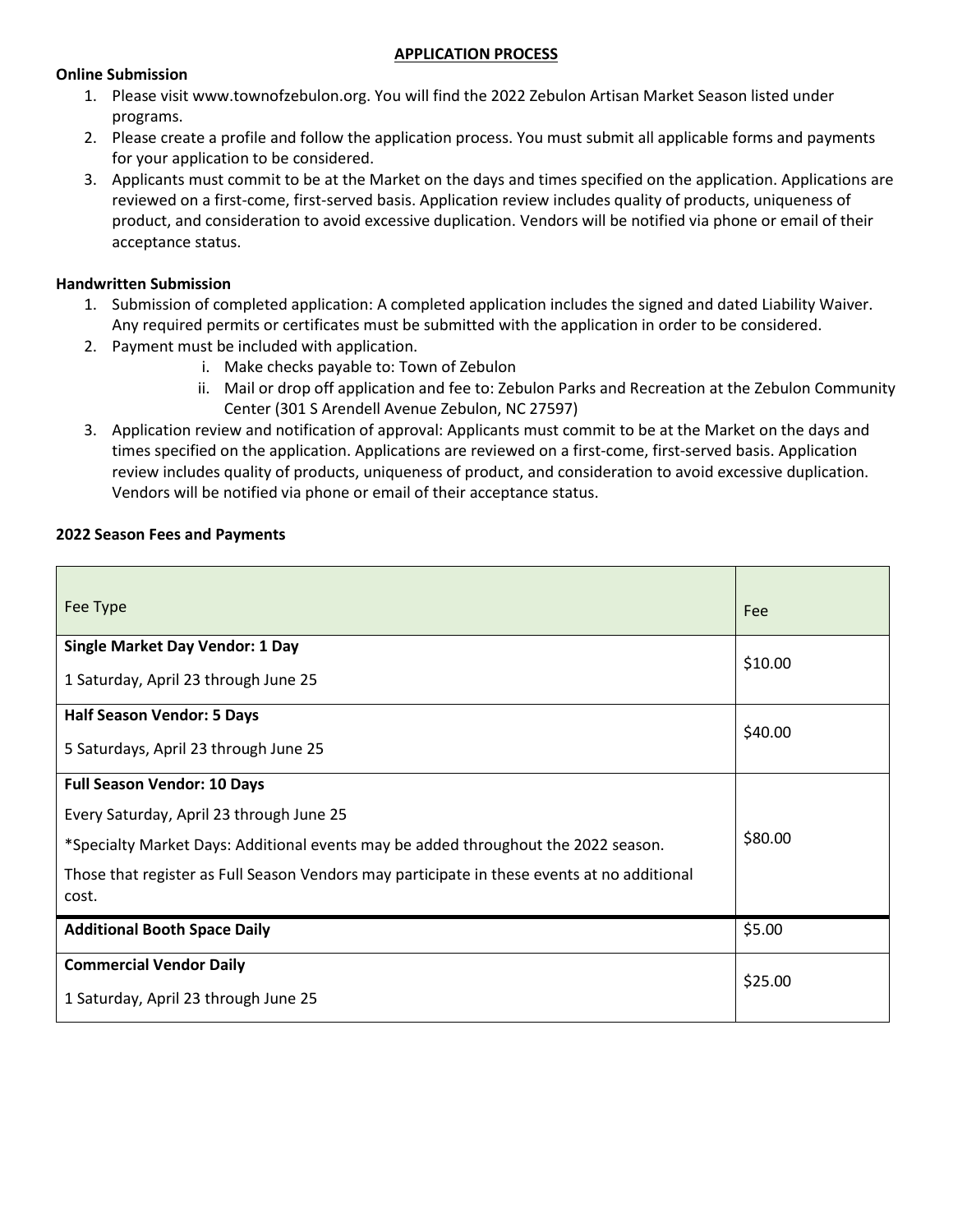## APPLICATION PROCESS

**Online Submission**

1. Please visit www.townofzebulon.org. You will find the 2022 Zebulon Artisan Market Season listed under programs.
2. Please create a profile and follow the application process. You must submit all applicable forms and payments for your application to be considered.
3. Applicants must commit to be at the Market on the days and times specified on the application. Applications are reviewed on a first-come, first-served basis. Application review includes quality of products, uniqueness of product, and consideration to avoid excessive duplication. Vendors will be notified via phone or email of their acceptance status.

**Handwritten Submission**

1. Submission of completed application: A completed application includes the signed and dated Liability Waiver. Any required permits or certificates must be submitted with the application in order to be considered.
2. Payment must be included with application.
   i. Make checks payable to: Town of Zebulon
   ii. Mail or drop off application and fee to: Zebulon Parks and Recreation at the Zebulon Community Center (301 S Arendell Avenue Zebulon, NC 27597)
3. Application review and notification of approval: Applicants must commit to be at the Market on the days and times specified on the application. Applications are reviewed on a first-come, first-served basis. Application review includes quality of products, uniqueness of product, and consideration to avoid excessive duplication. Vendors will be notified via phone or email of their acceptance status.

**2022 Season Fees and Payments**

| Fee Type | Fee |
|---|---|
| **Single Market Day Vendor: 1 Day**<br>1 Saturday, April 23 through June 25 | $10.00 |
| **Half Season Vendor: 5 Days**<br>5 Saturdays, April 23 through June 25 | $40.00 |
| **Full Season Vendor: 10 Days**<br>Every Saturday, April 23 through June 25<br>*Specialty Market Days: Additional events may be added throughout the 2022 season.<br>Those that register as Full Season Vendors may participate in these events at no additional cost. | $80.00 |
| **Additional Booth Space Daily** | $5.00 |
| **Commercial Vendor Daily**<br>1 Saturday, April 23 through June 25 | $25.00 |